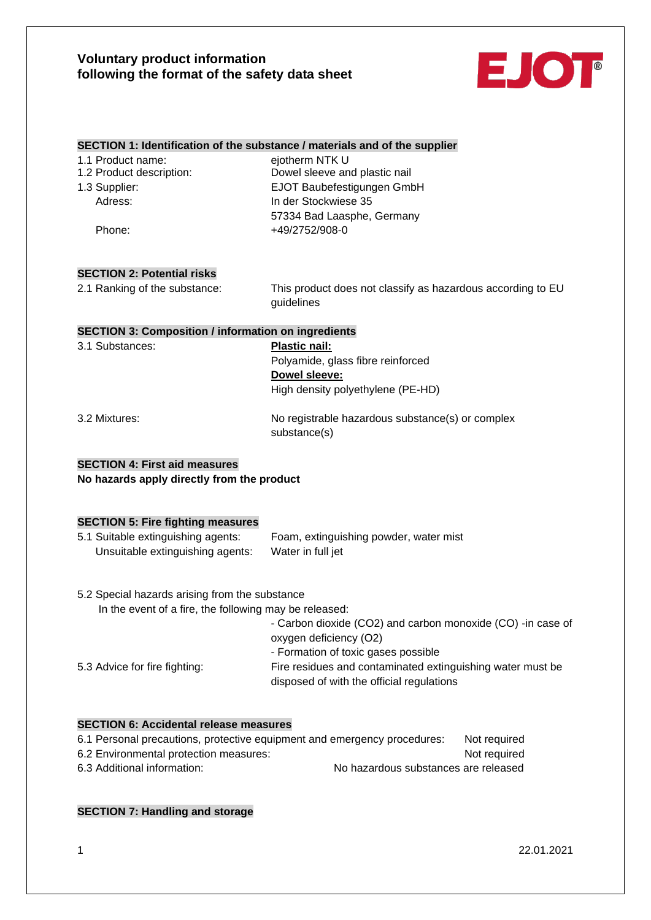# Voluntary product information following the format of the safety data sheet

EJOT®

## SECTION 1: Identification of the substance / materials and of the supplier

| | |
|---|---|
| 1.1 Product name: | ejotherm NTK U |
| 1.2 Product description: | Dowel sleeve and plastic nail |
| 1.3 Supplier: | EJOT Baubefestigungen GmbH |
| Adress: | In der Stockwiese 35<br>57334 Bad Laasphe, Germany |
| Phone: | +49/2752/908-0 |

## SECTION 2: Potential risks

2.1 Ranking of the substance: This product does not classify as hazardous according to EU guidelines

## SECTION 3: Composition / information on ingredients

3.1 Substances:

**Plastic nail:**
Polyamide, glass fibre reinforced

**Dowel sleeve:**
High density polyethylene (PE-HD)

3.2 Mixtures: No registrable hazardous substance(s) or complex substance(s)

## SECTION 4: First aid measures

**No hazards apply directly from the product**

## SECTION 5: Fire fighting measures

5.1 Suitable extinguishing agents: Foam, extinguishing powder, water mist
Unsuitable extinguishing agents: Water in full jet

5.2 Special hazards arising from the substance
In the event of a fire, the following may be released:
- Carbon dioxide ($CO_2$) and carbon monoxide (CO) -in case of oxygen deficiency ($O_2$)
- Formation of toxic gases possible

5.3 Advice for fire fighting: Fire residues and contaminated extinguishing water must be disposed of with the official regulations

## SECTION 6: Accidental release measures

6.1 Personal precautions, protective equipment and emergency procedures: Not required
6.2 Environmental protection measures: Not required
6.3 Additional information: No hazardous substances are released

## SECTION 7: Handling and storage

22.01.2021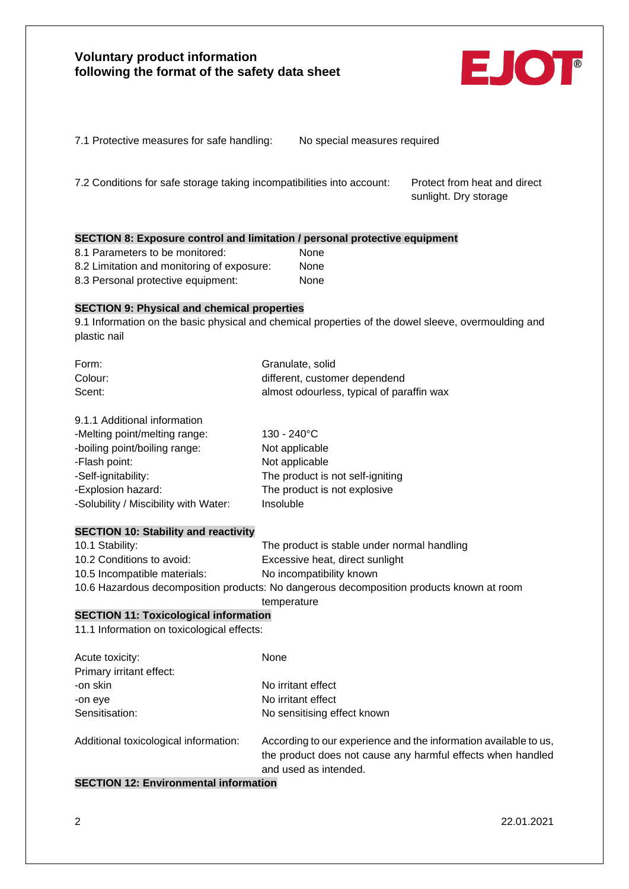7.1 Protective measures for safe handling: No special measures required

7.2 Conditions for safe storage taking incompatibilities into account: Protect from heat and direct sunlight. Dry storage

## SECTION 8: Exposure control and limitation / personal protective equipment

8.1 Parameters to be monitored: None
8.2 Limitation and monitoring of exposure: None
8.3 Personal protective equipment: None

## SECTION 9: Physical and chemical properties

9.1 Information on the basic physical and chemical properties of the dowel sleeve, overmoulding and plastic nail

Form: Granulate, solid
Colour: different, customer dependend
Scent: almost odourless, typical of paraffin wax

9.1.1 Additional information
-Melting point/melting range: 130 - 240°C
-boiling point/boiling range: Not applicable
-Flash point: Not applicable
-Self-ignitability: The product is not self-igniting
-Explosion hazard: The product is not explosive
-Solubility / Miscibility with Water: Insoluble

## SECTION 10: Stability and reactivity

10.1 Stability: The product is stable under normal handling
10.2 Conditions to avoid: Excessive heat, direct sunlight
10.5 Incompatible materials: No incompatibility known
10.6 Hazardous decomposition products: No dangerous decomposition products known at room temperature

## SECTION 11: Toxicological information

11.1 Information on toxicological effects:

Acute toxicity: None
Primary irritant effect:
-on skin No irritant effect
-on eye No irritant effect
Sensitisation: No sensitising effect known

Additional toxicological information: According to our experience and the information available to us, the product does not cause any harmful effects when handled and used as intended.

## SECTION 12: Environmental information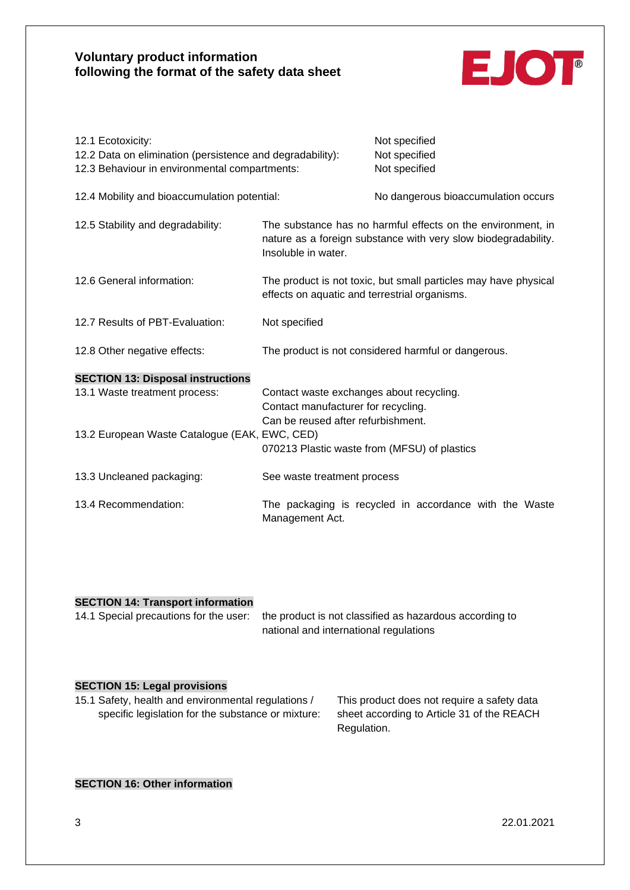12.1 Ecotoxicity: Not specified
12.2 Data on elimination (persistence and degradability): Not specified
12.3 Behaviour in environmental compartments: Not specified

12.4 Mobility and bioaccumulation potential: No dangerous bioaccumulation occurs

12.5 Stability and degradability: The substance has no harmful effects on the environment, in nature as a foreign substance with very slow biodegradability. Insoluble in water.

12.6 General information: The product is not toxic, but small particles may have physical effects on aquatic and terrestrial organisms.

12.7 Results of PBT-Evaluation: Not specified

12.8 Other negative effects: The product is not considered harmful or dangerous.

## SECTION 13: Disposal instructions

13.1 Waste treatment process: Contact waste exchanges about recycling.
Contact manufacturer for recycling.
Can be reused after refurbishment.

13.2 European Waste Catalogue (EAK, EWC, CED)
070213 Plastic waste from (MFSU) of plastics

13.3 Uncleaned packaging: See waste treatment process

13.4 Recommendation: The packaging is recycled in accordance with the Waste Management Act.

## SECTION 14: Transport information

14.1 Special precautions for the user: the product is not classified as hazardous according to national and international regulations

## SECTION 15: Legal provisions

15.1 Safety, health and environmental regulations / specific legislation for the substance or mixture: This product does not require a safety data sheet according to Article 31 of the REACH Regulation.

## SECTION 16: Other information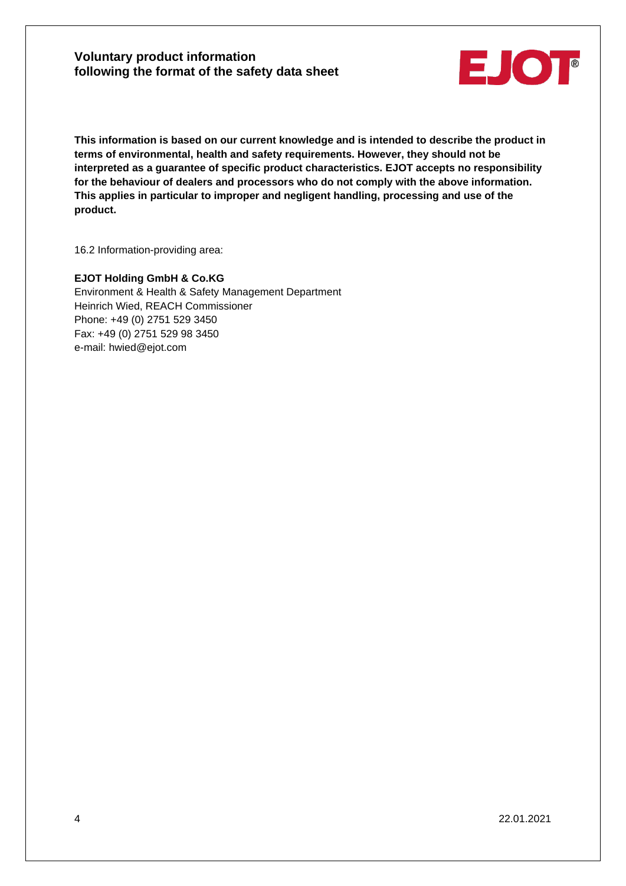**This information is based on our current knowledge and is intended to describe the product in terms of environmental, health and safety requirements. However, they should not be interpreted as a guarantee of specific product characteristics. EJOT accepts no responsibility for the behaviour of dealers and processors who do not comply with the above information. This applies in particular to improper and negligent handling, processing and use of the product.**

16.2 Information-providing area:

**EJOT Holding GmbH & Co.KG**
Environment & Health & Safety Management Department
Heinrich Wied, REACH Commissioner
Phone: +49 (0) 2751 529 3450
Fax: +49 (0) 2751 529 98 3450
e-mail: hwied@ejot.com